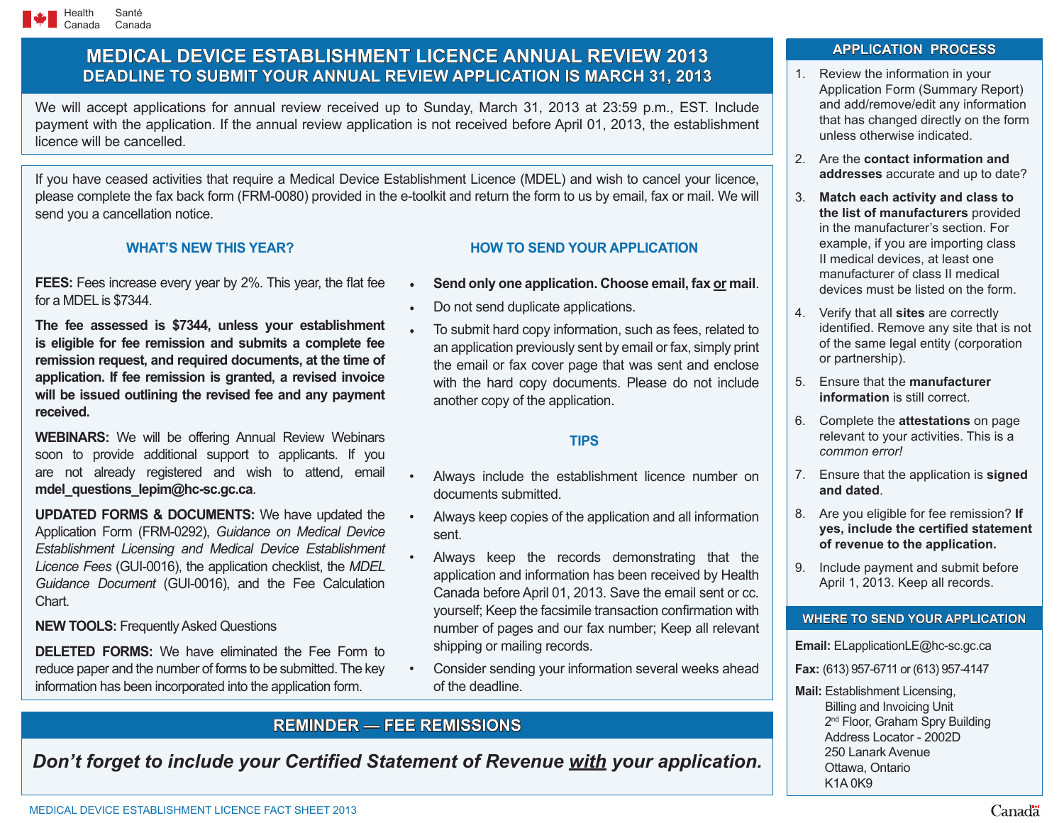Health Canada | Santé Canada

# MEDICAL DEVICE ESTABLISHMENT LICENCE ANNUAL REVIEW 2013
## DEADLINE TO SUBMIT YOUR ANNUAL REVIEW APPLICATION IS MARCH 31, 2013

We will accept applications for annual review received up to Sunday, March 31, 2013 at 23:59 p.m., EST. Include payment with the application. If the annual review application is not received before April 01, 2013, the establishment licence will be cancelled.

If you have ceased activities that require a Medical Device Establishment Licence (MDEL) and wish to cancel your licence, please complete the fax back form (FRM-0080) provided in the e-toolkit and return the form to us by email, fax or mail. We will send you a cancellation notice.

### WHAT'S NEW THIS YEAR?

**FEES:** Fees increase every year by 2%. This year, the flat fee for a MDEL is $7344.

**The fee assessed is $7344, unless your establishment is eligible for fee remission and submits a complete fee remission request, and required documents, at the time of application. If fee remission is granted, a revised invoice will be issued outlining the revised fee and any payment received.**

**WEBINARS:** We will be offering Annual Review Webinars soon to provide additional support to applicants. If you are not already registered and wish to attend, email **mdel_questions_lepim@hc-sc.gc.ca**.

**UPDATED FORMS & DOCUMENTS:** We have updated the Application Form (FRM-0292), *Guidance on Medical Device Establishment Licensing and Medical Device Establishment Licence Fees* (GUI-0016), the application checklist, the *MDEL Guidance Document* (GUI-0016), and the Fee Calculation Chart.

**NEW TOOLS:** Frequently Asked Questions

**DELETED FORMS:** We have eliminated the Fee Form to reduce paper and the number of forms to be submitted. The key information has been incorporated into the application form.

### HOW TO SEND YOUR APPLICATION

- **Send only one application. Choose email, fax or mail**.
- Do not send duplicate applications.
- To submit hard copy information, such as fees, related to an application previously sent by email or fax, simply print the email or fax cover page that was sent and enclose with the hard copy documents. Please do not include another copy of the application.

### TIPS

- Always include the establishment licence number on documents submitted.
- Always keep copies of the application and all information sent.
- Always keep the records demonstrating that the application and information has been received by Health Canada before April 01, 2013. Save the email sent or cc. yourself; Keep the facsimile transaction confirmation with number of pages and our fax number; Keep all relevant shipping or mailing records.
- Consider sending your information several weeks ahead of the deadline.

## REMINDER — FEE REMISSIONS

***Don't forget to include your Certified Statement of Revenue with your application.***

## APPLICATION PROCESS

1. Review the information in your Application Form (Summary Report) and add/remove/edit any information that has changed directly on the form unless otherwise indicated.
2. Are the **contact information and addresses** accurate and up to date?
3. **Match each activity and class to the list of manufacturers** provided in the manufacturer's section. For example, if you are importing class II medical devices, at least one manufacturer of class II medical devices must be listed on the form.
4. Verify that all **sites** are correctly identified. Remove any site that is not of the same legal entity (corporation or partnership).
5. Ensure that the **manufacturer information** is still correct.
6. Complete the **attestations** on page relevant to your activities. This is a *common error!*
7. Ensure that the application is **signed and dated**.
8. Are you eligible for fee remission? **If yes, include the certified statement of revenue to the application.**
9. Include payment and submit before April 1, 2013. Keep all records.

## WHERE TO SEND YOUR APPLICATION

**Email:** ELapplicationLE@hc-sc.gc.ca

**Fax:** (613) 957-6711 or (613) 957-4147

**Mail:** Establishment Licensing,
Billing and Invoicing Unit
2nd Floor, Graham Spry Building
Address Locator - 2002D
250 Lanark Avenue
Ottawa, Ontario
K1A 0K9

MEDICAL DEVICE ESTABLISHMENT LICENCE FACT SHEET 2013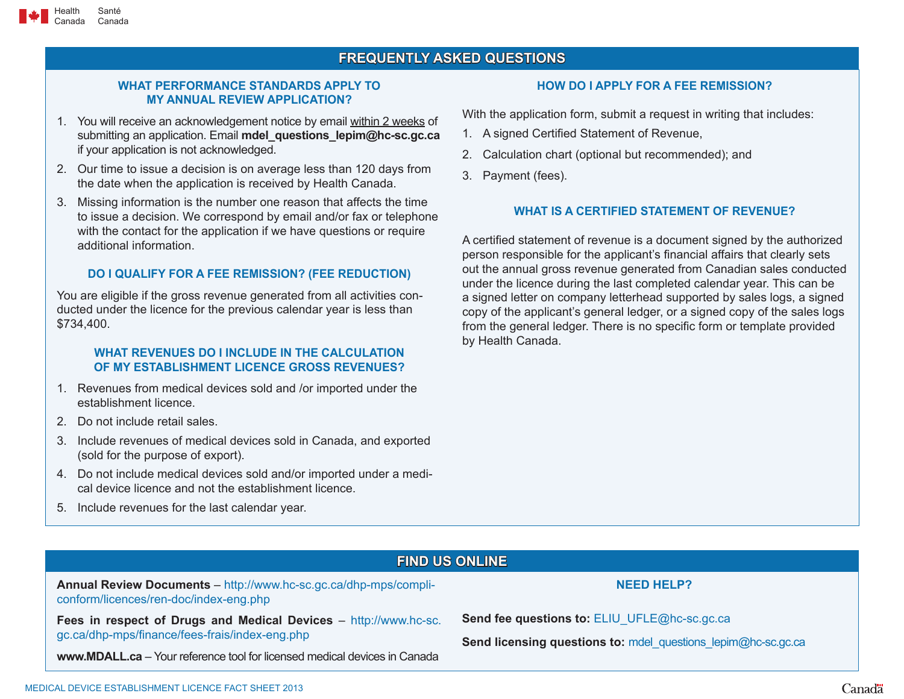## FREQUENTLY ASKED QUESTIONS

### WHAT PERFORMANCE STANDARDS APPLY TO MY ANNUAL REVIEW APPLICATION?

1. You will receive an acknowledgement notice by email within 2 weeks of submitting an application. Email **mdel_questions_lepim@hc-sc.gc.ca** if your application is not acknowledged.
2. Our time to issue a decision is on average less than 120 days from the date when the application is received by Health Canada.
3. Missing information is the number one reason that affects the time to issue a decision. We correspond by email and/or fax or telephone with the contact for the application if we have questions or require additional information.

### DO I QUALIFY FOR A FEE REMISSION? (FEE REDUCTION)

You are eligible if the gross revenue generated from all activities conducted under the licence for the previous calendar year is less than $734,400.

### WHAT REVENUES DO I INCLUDE IN THE CALCULATION OF MY ESTABLISHMENT LICENCE GROSS REVENUES?

1. Revenues from medical devices sold and /or imported under the establishment licence.
2. Do not include retail sales.
3. Include revenues of medical devices sold in Canada, and exported (sold for the purpose of export).
4. Do not include medical devices sold and/or imported under a medical device licence and not the establishment licence.
5. Include revenues for the last calendar year.

### HOW DO I APPLY FOR A FEE REMISSION?

With the application form, submit a request in writing that includes:

1. A signed Certified Statement of Revenue,
2. Calculation chart (optional but recommended); and
3. Payment (fees).

### WHAT IS A CERTIFIED STATEMENT OF REVENUE?

A certified statement of revenue is a document signed by the authorized person responsible for the applicant's financial affairs that clearly sets out the annual gross revenue generated from Canadian sales conducted under the licence during the last completed calendar year. This can be a signed letter on company letterhead supported by sales logs, a signed copy of the applicant's general ledger, or a signed copy of the sales logs from the general ledger. There is no specific form or template provided by Health Canada.

## FIND US ONLINE

**Annual Review Documents** – http://www.hc-sc.gc.ca/dhp-mps/compli-conform/licences/ren-doc/index-eng.php

**Fees in respect of Drugs and Medical Devices** – http://www.hc-sc.gc.ca/dhp-mps/finance/fees-frais/index-eng.php

**www.MDALL.ca** – Your reference tool for licensed medical devices in Canada

### NEED HELP?

**Send fee questions to:** ELIU_UFLE@hc-sc.gc.ca

**Send licensing questions to:** mdel_questions_lepim@hc-sc.gc.ca